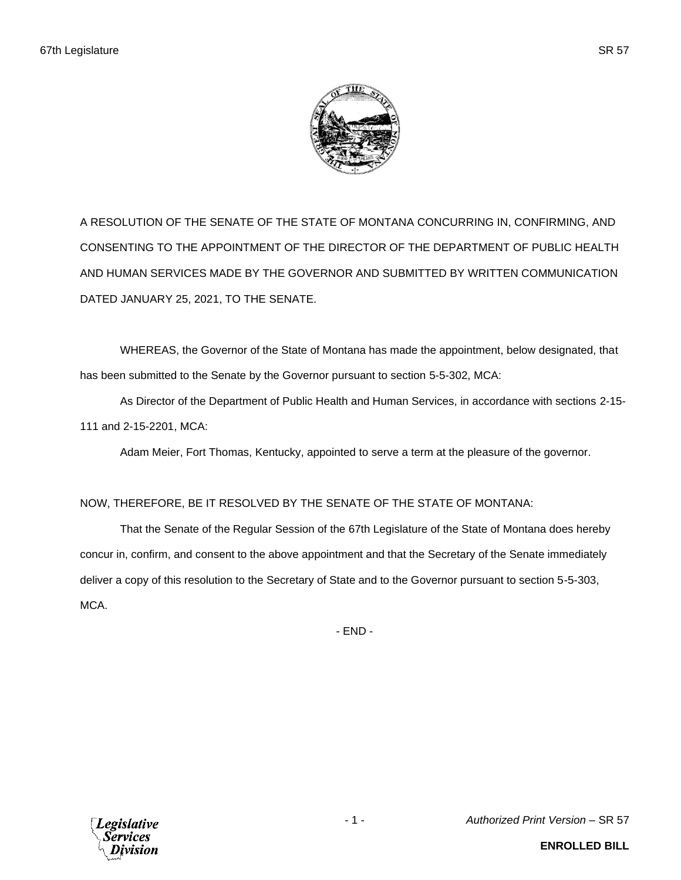A RESOLUTION OF THE SENATE OF THE STATE OF MONTANA CONCURRING IN, CONFIRMING, AND CONSENTING TO THE APPOINTMENT OF THE DIRECTOR OF THE DEPARTMENT OF PUBLIC HEALTH AND HUMAN SERVICES MADE BY THE GOVERNOR AND SUBMITTED BY WRITTEN COMMUNICATION DATED JANUARY 25, 2021, TO THE SENATE.

WHEREAS, the Governor of the State of Montana has made the appointment, below designated, that has been submitted to the Senate by the Governor pursuant to section 5-5-302, MCA:

As Director of the Department of Public Health and Human Services, in accordance with sections 2-15-111 and 2-15-2201, MCA:

Adam Meier, Fort Thomas, Kentucky, appointed to serve a term at the pleasure of the governor.

NOW, THEREFORE, BE IT RESOLVED BY THE SENATE OF THE STATE OF MONTANA:

That the Senate of the Regular Session of the 67th Legislature of the State of Montana does hereby concur in, confirm, and consent to the above appointment and that the Secretary of the Senate immediately deliver a copy of this resolution to the Secretary of State and to the Governor pursuant to section 5-5-303, MCA.

- END -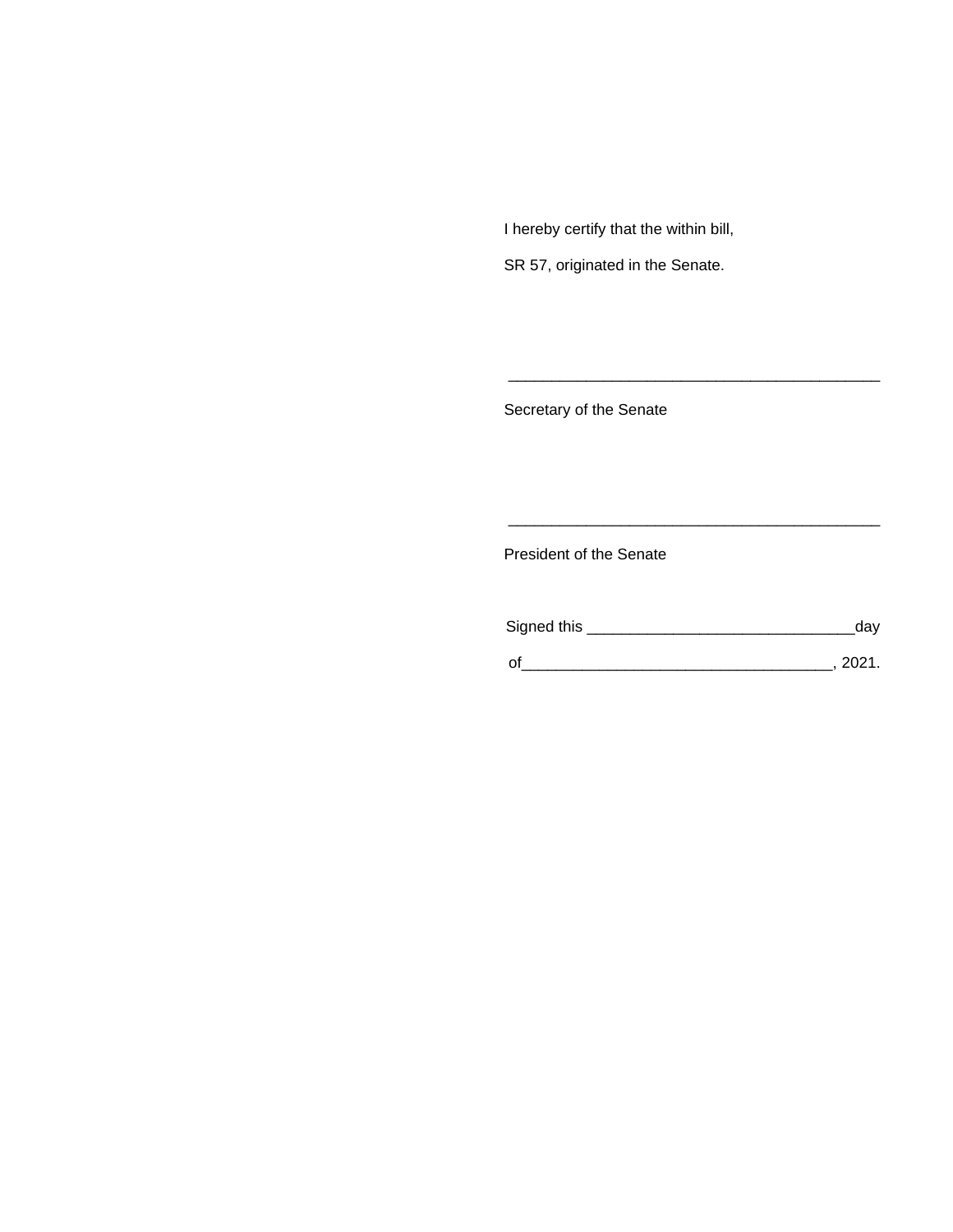I hereby certify that the within bill,

SR 57, originated in the Senate.

\_\_\_\_\_\_\_\_\_\_\_\_\_\_\_\_\_\_\_\_\_\_\_\_\_\_\_\_\_\_\_\_\_\_\_\_\_\_\_\_\_\_\_\_

Secretary of the Senate

\_\_\_\_\_\_\_\_\_\_\_\_\_\_\_\_\_\_\_\_\_\_\_\_\_\_\_\_\_\_\_\_\_\_\_\_\_\_\_\_\_\_\_\_

President of the Senate

Signed this \_\_\_\_\_\_\_\_\_\_\_\_\_\_\_\_\_\_\_\_\_\_\_\_\_\_\_\_\_\_\_day

of\_\_\_\_\_\_\_\_\_\_\_\_\_\_\_\_\_\_\_\_\_\_\_\_\_\_\_\_\_\_\_\_\_\_\_\_, 2021.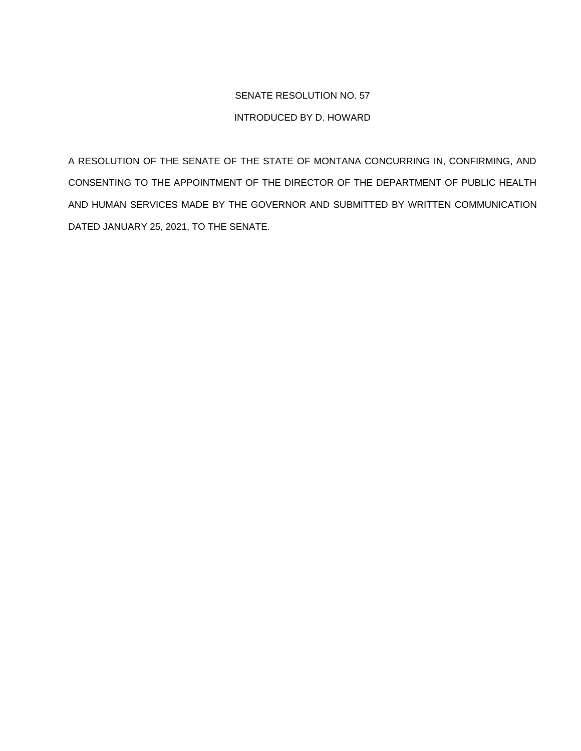SENATE RESOLUTION NO. 57

INTRODUCED BY D. HOWARD

A RESOLUTION OF THE SENATE OF THE STATE OF MONTANA CONCURRING IN, CONFIRMING, AND CONSENTING TO THE APPOINTMENT OF THE DIRECTOR OF THE DEPARTMENT OF PUBLIC HEALTH AND HUMAN SERVICES MADE BY THE GOVERNOR AND SUBMITTED BY WRITTEN COMMUNICATION DATED JANUARY 25, 2021, TO THE SENATE.